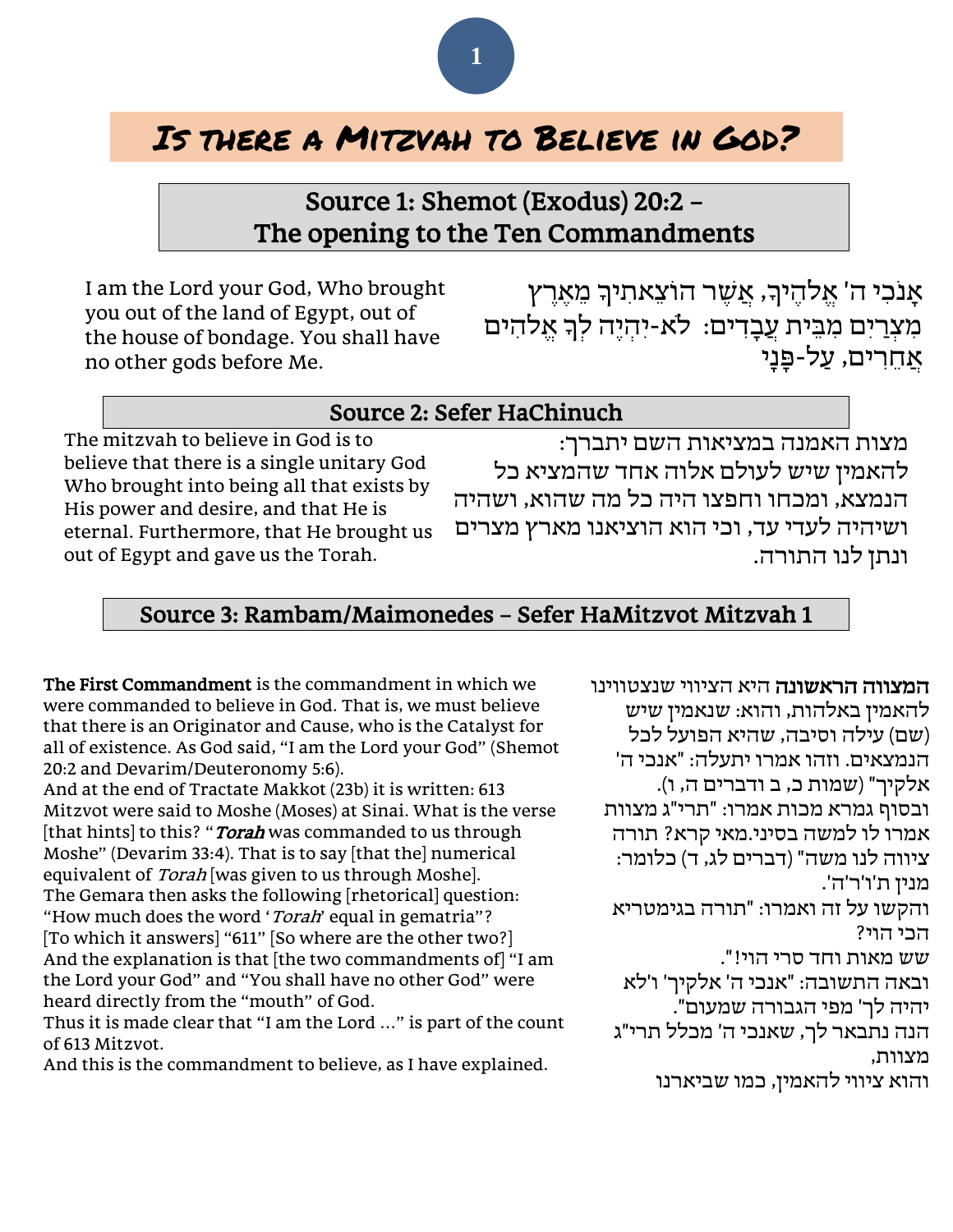# Is there a Mitzvah to Believe in God?

## Source 1: Shemot (Exodus) 20:2 – The opening to the Ten Commandments

אָנֹכִי ה' אֱלֹהֶיךָ, אֲשֶׁר הוֹצֵאתִיךָ מֵאֶרֶץ מִצְרַיִם מִבֵּית עֲבָדִים: לֹא-יִהְיֶה לְךָ אֱלֹהִים אֲחֵרִים, עַל-פָּנָי

I am the Lord your God, Who brought you out of the land of Egypt, out of the house of bondage. You shall have no other gods before Me.

## Source 2: Sefer HaChinuch

מצות האמנה במציאות השם יתברך: להאמין שיש לעולם אלוה אחד שהמציא כל הנמצא, ומכחו וחפצו היה כל מה שהוא, ושהיה ושיהיה לעדי עד, וכי הוא הוציאנו מארץ מצרים ונתן לנו התורה.

The mitzvah to believe in God is to believe that there is a single unitary God Who brought into being all that exists by His power and desire, and that He is eternal. Furthermore, that He brought us out of Egypt and gave us the Torah.

## Source 3: Rambam/Maimonedes – Sefer HaMitzvot Mitzvah 1

**המצווה הראשונה** היא הציווי שנצטווינו להאמין באלהות, והוא: שנאמין שיש (שם) עילה וסיבה, שהיא הפועל לכל הנמצאים. וזהו אמרו יתעלה: "אנכי ה' אלקיך" (שמות כ, ב ודברים ה, ו).
ובסוף גמרא מכות אמרו: "תרי"ג מצוות אמרו לו למשה בסיני.מאי קרא? תורה ציווה לנו משה" (דברים לג, ד) כלומר: מנין ת'ו'ר'ה'.
והקשו על זה ואמרו: "תורה בגימטריא הכי הוי?
שש מאות וחד סרי הוי!".
ובאה התשובה: "אנכי ה' אלקיך' ו'לא יהיה לך' מפי הגבורה שמעום".
הנה נתבאר לך, שאנכי ה' מכלל תרי"ג מצוות,
והוא ציווי להאמין, כמו שביארנו

**The First Commandment** is the commandment in which we were commanded to believe in God. That is, we must believe that there is an Originator and Cause, who is the Catalyst for all of existence. As God said, "I am the Lord your God" (Shemot 20:2 and Devarim/Deuteronomy 5:6).
And at the end of Tractate Makkot (23b) it is written: 613 Mitzvot were said to Moshe (Moses) at Sinai. What is the verse [that hints] to this? "***Torah*** was commanded to us through Moshe" (Devarim 33:4). That is to say [that the] numerical equivalent of *Torah* [was given to us through Moshe].
The Gemara then asks the following [rhetorical] question: "How much does the word '*Torah*' equal in gematria"? [To which it answers] "611" [So where are the other two?]
And the explanation is that [the two commandments of] "I am the Lord your God" and "You shall have no other God" were heard directly from the "mouth" of God.
Thus it is made clear that "I am the Lord ..." is part of the count of 613 Mitzvot.
And this is the commandment to believe, as I have explained.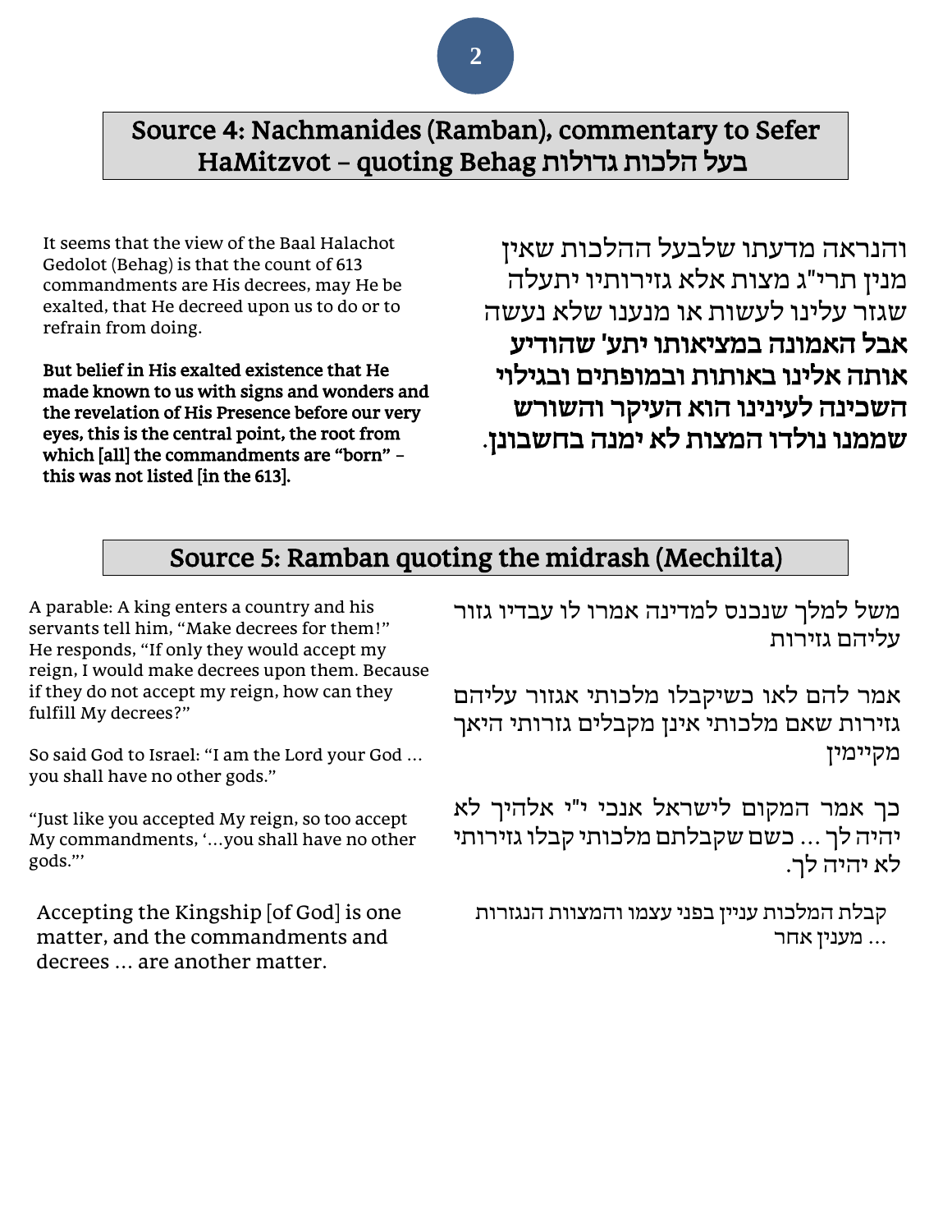## Source 4: Nachmanides (Ramban), commentary to Sefer HaMitzvot – quoting Behag בעל הלכות גדולות

והנראה מדעתו שלבעל ההלכות שאין מנין תרי"ג מצות אלא גזירותיו יתעלה שגזר עלינו לעשות או מנענו שלא נעשה **אבל האמונה במציאותו יתע' שהודיע אותה אלינו באותות ובמופתים ובגילוי השכינה לעינינו הוא העיקר והשורש שממנו נולדו המצות לא ימנה בחשבונן.**

It seems that the view of the Baal Halachot Gedolot (Behag) is that the count of 613 commandments are His decrees, may He be exalted, that He decreed upon us to do or to refrain from doing.

**But belief in His exalted existence that He made known to us with signs and wonders and the revelation of His Presence before our very eyes, this is the central point, the root from which [all] the commandments are "born" – this was not listed [in the 613].**

## Source 5: Ramban quoting the midrash (Mechilta)

משל למלך שנכנס למדינה אמרו לו עבדיו גזור עליהם גזירות

אמר להם לאו כשיקבלו מלכותי אגזור עליהם גזירות שאם מלכותי אינן מקבלים גזרותי היאך מקיימין

כך אמר המקום לישראל אנכי י"י אלהיך לא יהיה לך ... כשם שקבלתם מלכותי קבלו גזירותי לא יהיה לך.

קבלת המלכות עניין בפני עצמו והמצוות הנגזרות ... מענין אחר

A parable: A king enters a country and his servants tell him, "Make decrees for them!" He responds, "If only they would accept my reign, I would make decrees upon them. Because if they do not accept my reign, how can they fulfill My decrees?"

So said God to Israel: "I am the Lord your God … you shall have no other gods."

"Just like you accepted My reign, so too accept My commandments, '…you shall have no other gods."'

Accepting the Kingship [of God] is one matter, and the commandments and decrees … are another matter.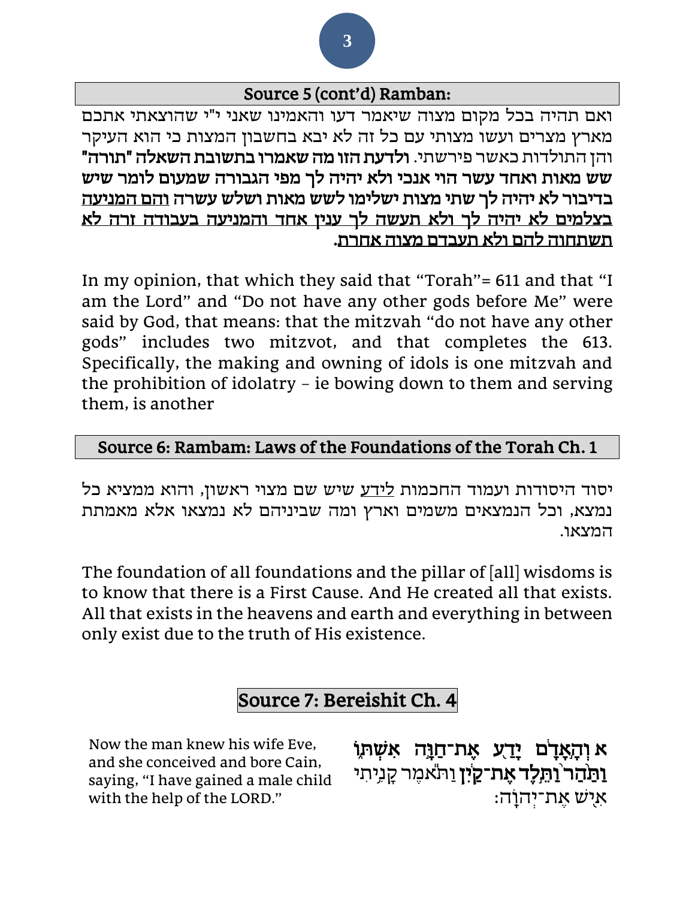## Source 5 (cont'd) Ramban:

ואם תהיה בכל מקום מצוה שיאמר דעו והאמינו שאני י"י שהוצאתי אתכם מארץ מצרים ועשו מצותי עם כל זה לא יבא בחשבון המצות כי הוא העיקר והן התולדות כאשר פירשתי. **ולדעת הזו מה שאמרו בתשובת השאלה "תורה" שש מאות ואחד עשר הוי אנכי ולא יהיה לך מפי הגבורה שמעום לומר שיש בדיבור לא יהיה לך שתי מצות ישלימו לשש מאות ושלש עשרה** <u>והם המניעה בצלמים לא יהיה לך ולא תעשה לך ענין אחד והמניעה בעבודה זרה לא תשתחוה להם ולא תעבדם מצוה אחרת</u>.

In my opinion, that which they said that "Torah"= 611 and that "I am the Lord" and "Do not have any other gods before Me" were said by God, that means: that the mitzvah "do not have any other gods" includes two mitzvot, and that completes the 613. Specifically, the making and owning of idols is one mitzvah and the prohibition of idolatry – ie bowing down to them and serving them, is another

## Source 6: Rambam: Laws of the Foundations of the Torah Ch. 1

יסוד היסודות ועמוד החכמות <u>לידע</u> שיש שם מצוי ראשון, והוא ממציא כל נמצא, וכל הנמצאים משמים וארץ ומה שביניהם לא נמצאו אלא מאמתת המצאו.

The foundation of all foundations and the pillar of [all] wisdoms is to know that there is a First Cause. And He created all that exists. All that exists in the heavens and earth and everything in between only exist due to the truth of His existence.

## Source 7: Bereishit Ch. 4

**א וְהָֽאָדָ֕ם יָדַ֖ע אֶת־חַוָּ֣ה אִשְׁתּ֑וֹ** <u>**וַתַּ֙הַר֙ וַתֵּ֣לֶד אֶת־קַ֔יִן**</u> וַתֹּ֕אמֶר קָנִ֥יתִי אִ֖ישׁ אֶת־יְהוָֽה׃

Now the man knew his wife Eve, and she conceived and bore Cain, saying, "I have gained a male child with the help of the LORD."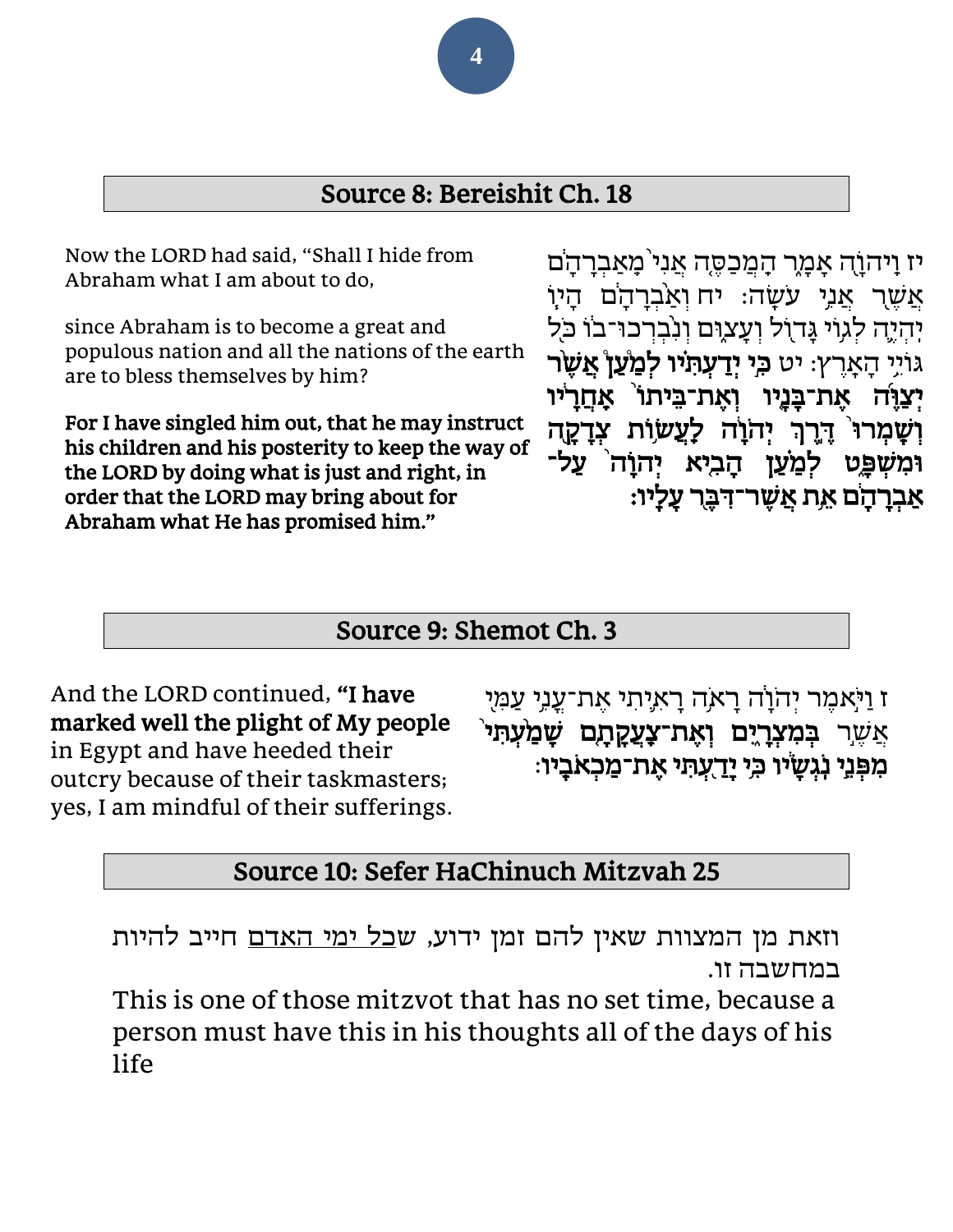## Source 8: Bereishit Ch. 18

Now the LORD had said, "Shall I hide from Abraham what I am about to do,

since Abraham is to become a great and populous nation and all the nations of the earth are to bless themselves by him?

**For I have singled him out, that he may instruct his children and his posterity to keep the way of the LORD by doing what is just and right, in order that the LORD may bring about for Abraham what He has promised him."**

יז וַיהוָה אָמָר הַמְכַסֶּה אֲנִי֙ מֵאַבְרָהָ֔ם אֲשֶׁ֖ר אֲנִ֥י עֹשֶֽׂה׃ יח וְאַ֨בְרָהָ֔ם הָי֧וֹ יִֽהְיֶ֛ה לְג֥וֹי גָּד֖וֹל וְעָצ֑וּם וְנִ֨בְרְכוּ־ב֔וֹ כֹּ֖ל גּוֹיֵ֥י הָאָֽרֶץ׃ יט **כִּ֣י יְדַעְתִּ֗יו לְמַעַן֩ אֲשֶׁ֨ר יְצַוֶּ֜ה אֶת־בָּנָ֤יו וְאֶת־בֵּיתוֹ֙ אַחֲרָ֔יו וְשָֽׁמְרוּ֙ דֶּ֣רֶךְ יְהוָ֔ה לַעֲשׂ֥וֹת צְדָקָ֖ה וּמִשְׁפָּ֑ט לְמַ֗עַן הָבִ֤יא יְהוָה֙ עַל־אַבְרָהָ֔ם אֵ֥ת אֲשֶׁר־דִּבֶּ֖ר עָלָֽיו׃**

## Source 9: Shemot Ch. 3

And the LORD continued, **"I have marked well the plight of My people** in Egypt and have heeded their outcry because of their taskmasters; yes, I am mindful of their sufferings.

ז וַיֹּ֣אמֶר יְהוָ֔ה רָאֹ֥ה רָאִ֛יתִי אֶת־עֳנִ֥י עַמִּ֖י אֲשֶׁ֣ר **בְּמִצְרָ֑יִם וְאֶת־צַעֲקָתָ֤ם שָׁמַ֙עְתִּי֙ מִפְּנֵ֣י נֹגְשָׂ֔יו כִּ֥י יָדַ֖עְתִּי אֶת־מַכְאֹבָֽיו׃**

## Source 10: Sefer HaChinuch Mitzvah 25

וזאת מן המצוות שאין להם זמן ידוע, ש<u>כל ימי האדם</u> חייב להיות במחשבה זו.

This is one of those mitzvot that has no set time, because a person must have this in his thoughts all of the days of his life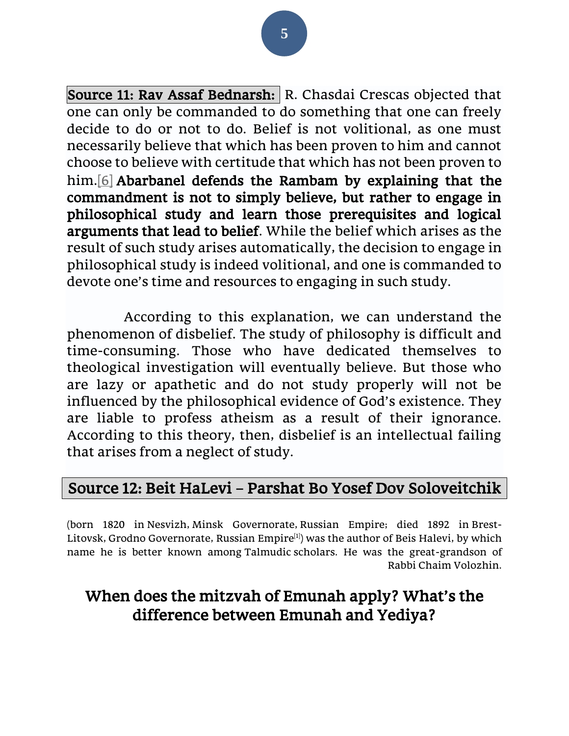**Source 11: Rav Assaf Bednarsh:** R. Chasdai Crescas objected that one can only be commanded to do something that one can freely decide to do or not to do. Belief is not volitional, as one must necessarily believe that which has been proven to him and cannot choose to believe with certitude that which has not been proven to him.[6] **Abarbanel defends the Rambam by explaining that the commandment is not to simply believe, but rather to engage in philosophical study and learn those prerequisites and logical arguments that lead to belief**. While the belief which arises as the result of such study arises automatically, the decision to engage in philosophical study is indeed volitional, and one is commanded to devote one's time and resources to engaging in such study.

According to this explanation, we can understand the phenomenon of disbelief. The study of philosophy is difficult and time-consuming. Those who have dedicated themselves to theological investigation will eventually believe. But those who are lazy or apathetic and do not study properly will not be influenced by the philosophical evidence of God's existence. They are liable to profess atheism as a result of their ignorance. According to this theory, then, disbelief is an intellectual failing that arises from a neglect of study.

## Source 12: Beit HaLevi – Parshat Bo Yosef Dov Soloveitchik

(born 1820 in Nesvizh, Minsk Governorate, Russian Empire; died 1892 in Brest-Litovsk, Grodno Governorate, Russian Empire[1]) was the author of Beis Halevi, by which name he is better known among Talmudic scholars. He was the great-grandson of Rabbi Chaim Volozhin.

## When does the mitzvah of Emunah apply? What's the difference between Emunah and Yediya?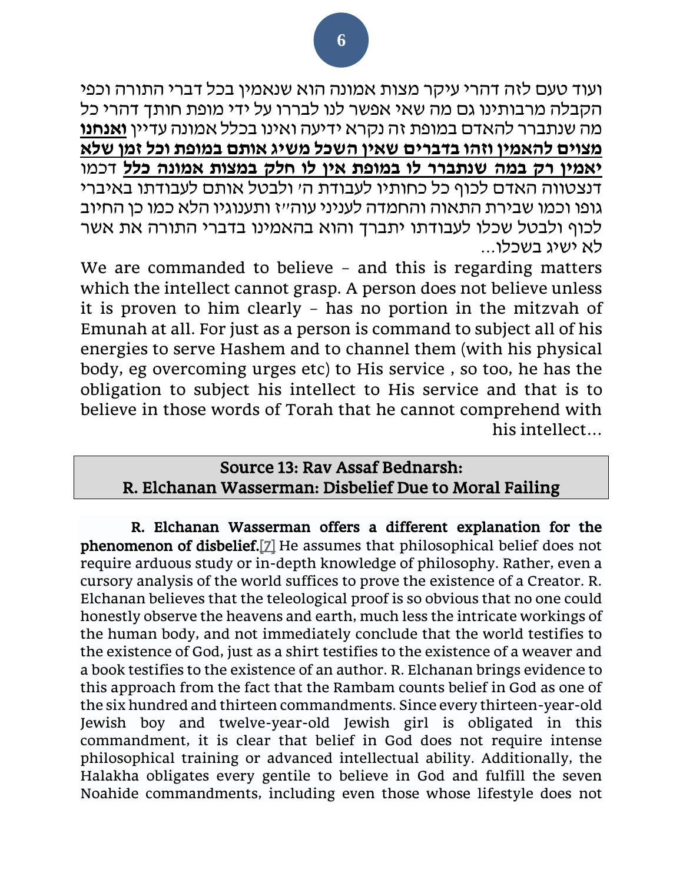ועוד טעם לזה דהרי עיקר מצות אמונה הוא שנאמין בכל דברי התורה וכפי הקבלה מרבותינו גם מה שאי אפשר לנו לבררו על ידי מופת חותך דהרי כל מה שנתברר להאדם במופת זה נקרא ידיעה ואינו בכלל אמונה עדיין **<u>ואנחנו מצוים להאמין וזהו בדברים שאין השכל משיג אותם במופת וכל זמן שלא יאמין רק במה שנתברר לו במופת אין לו חלק במצות אמונה כלל</u>** דכמו דנצטווה האדם לכוף כל כחותיו לעבודת ה' ולבטל אותם לעבודתו באיברי גופו וכמו שבירת התאוה והחמדה לעניני עוה"ז ותענוגיו הלא כמו כן החיוב לכוף ולבטל שכלו לעבודתו יתברך והוא בהאמינו בדברי התורה את אשר לא ישיג בשכלו...

We are commanded to believe – and this is regarding matters which the intellect cannot grasp. A person does not believe unless it is proven to him clearly – has no portion in the mitzvah of Emunah at all. For just as a person is command to subject all of his energies to serve Hashem and to channel them (with his physical body, eg overcoming urges etc) to His service , so too, he has the obligation to subject his intellect to His service and that is to believe in those words of Torah that he cannot comprehend with his intellect...

## Source 13: Rav Assaf Bednarsh: R. Elchanan Wasserman: Disbelief Due to Moral Failing

**R. Elchanan Wasserman offers a different explanation for the phenomenon of disbelief.**[7] He assumes that philosophical belief does not require arduous study or in-depth knowledge of philosophy. Rather, even a cursory analysis of the world suffices to prove the existence of a Creator. R. Elchanan believes that the teleological proof is so obvious that no one could honestly observe the heavens and earth, much less the intricate workings of the human body, and not immediately conclude that the world testifies to the existence of God, just as a shirt testifies to the existence of a weaver and a book testifies to the existence of an author. R. Elchanan brings evidence to this approach from the fact that the Rambam counts belief in God as one of the six hundred and thirteen commandments. Since every thirteen-year-old Jewish boy and twelve-year-old Jewish girl is obligated in this commandment, it is clear that belief in God does not require intense philosophical training or advanced intellectual ability. Additionally, the Halakha obligates every gentile to believe in God and fulfill the seven Noahide commandments, including even those whose lifestyle does not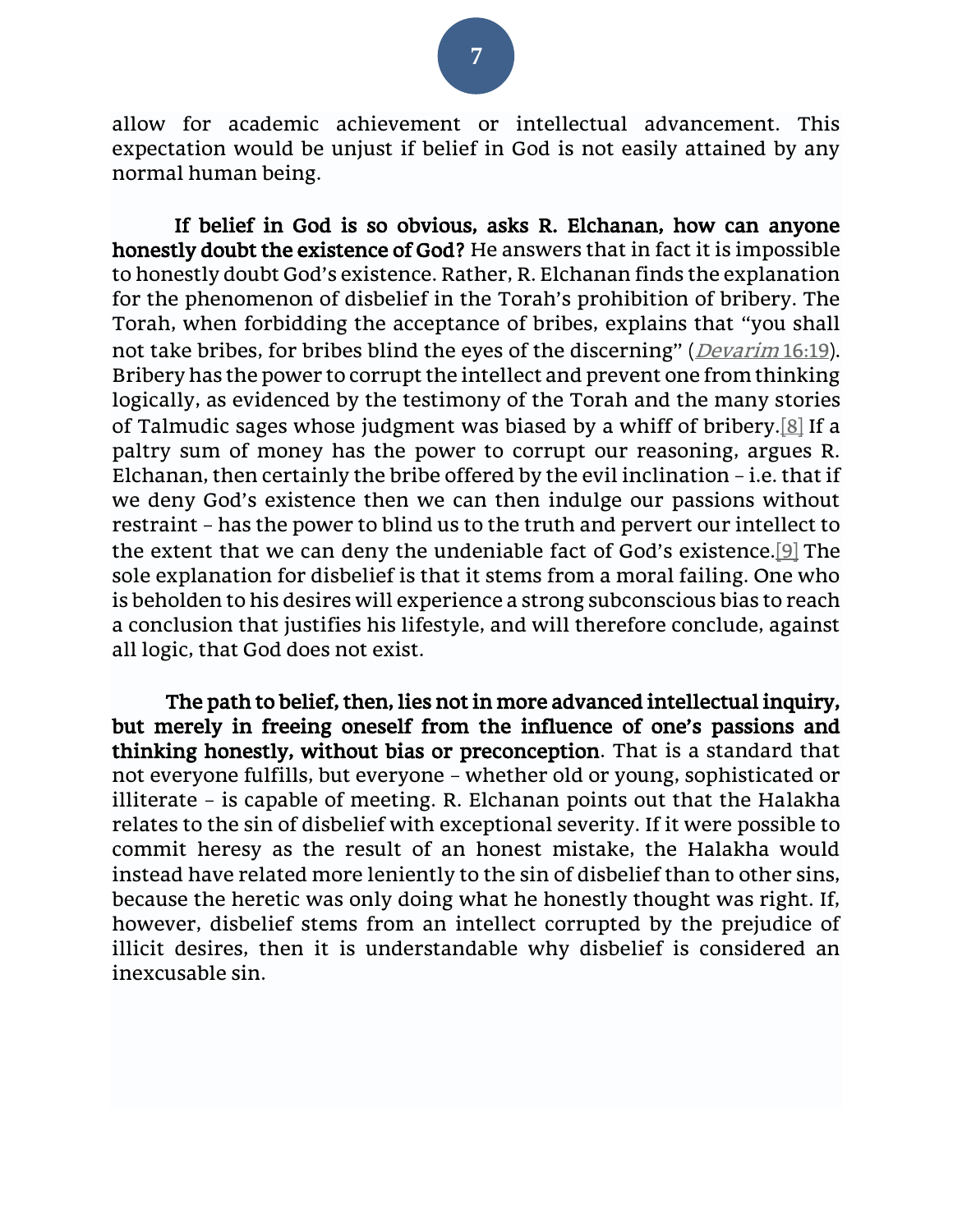allow for academic achievement or intellectual advancement. This expectation would be unjust if belief in God is not easily attained by any normal human being.

**If belief in God is so obvious, asks R. Elchanan, how can anyone honestly doubt the existence of God?** He answers that in fact it is impossible to honestly doubt God's existence. Rather, R. Elchanan finds the explanation for the phenomenon of disbelief in the Torah's prohibition of bribery. The Torah, when forbidding the acceptance of bribes, explains that "you shall not take bribes, for bribes blind the eyes of the discerning" (*Devarim* 16:19). Bribery has the power to corrupt the intellect and prevent one from thinking logically, as evidenced by the testimony of the Torah and the many stories of Talmudic sages whose judgment was biased by a whiff of bribery.[8] If a paltry sum of money has the power to corrupt our reasoning, argues R. Elchanan, then certainly the bribe offered by the evil inclination – i.e. that if we deny God's existence then we can then indulge our passions without restraint – has the power to blind us to the truth and pervert our intellect to the extent that we can deny the undeniable fact of God's existence.[9] The sole explanation for disbelief is that it stems from a moral failing. One who is beholden to his desires will experience a strong subconscious bias to reach a conclusion that justifies his lifestyle, and will therefore conclude, against all logic, that God does not exist.

**The path to belief, then, lies not in more advanced intellectual inquiry, but merely in freeing oneself from the influence of one's passions and thinking honestly, without bias or preconception**. That is a standard that not everyone fulfills, but everyone – whether old or young, sophisticated or illiterate – is capable of meeting. R. Elchanan points out that the Halakha relates to the sin of disbelief with exceptional severity. If it were possible to commit heresy as the result of an honest mistake, the Halakha would instead have related more leniently to the sin of disbelief than to other sins, because the heretic was only doing what he honestly thought was right. If, however, disbelief stems from an intellect corrupted by the prejudice of illicit desires, then it is understandable why disbelief is considered an inexcusable sin.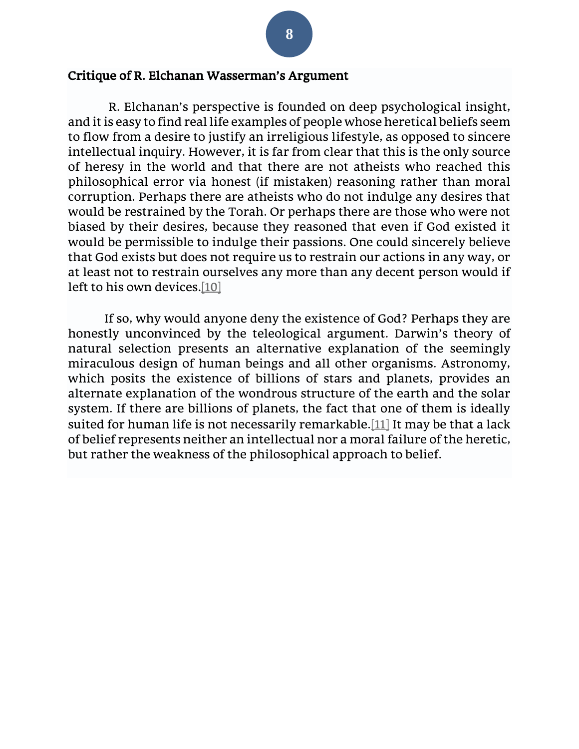**Critique of R. Elchanan Wasserman's Argument**

R. Elchanan's perspective is founded on deep psychological insight, and it is easy to find real life examples of people whose heretical beliefs seem to flow from a desire to justify an irreligious lifestyle, as opposed to sincere intellectual inquiry. However, it is far from clear that this is the only source of heresy in the world and that there are not atheists who reached this philosophical error via honest (if mistaken) reasoning rather than moral corruption. Perhaps there are atheists who do not indulge any desires that would be restrained by the Torah. Or perhaps there are those who were not biased by their desires, because they reasoned that even if God existed it would be permissible to indulge their passions. One could sincerely believe that God exists but does not require us to restrain our actions in any way, or at least not to restrain ourselves any more than any decent person would if left to his own devices.[10]

If so, why would anyone deny the existence of God? Perhaps they are honestly unconvinced by the teleological argument. Darwin's theory of natural selection presents an alternative explanation of the seemingly miraculous design of human beings and all other organisms. Astronomy, which posits the existence of billions of stars and planets, provides an alternate explanation of the wondrous structure of the earth and the solar system. If there are billions of planets, the fact that one of them is ideally suited for human life is not necessarily remarkable.[11] It may be that a lack of belief represents neither an intellectual nor a moral failure of the heretic, but rather the weakness of the philosophical approach to belief.